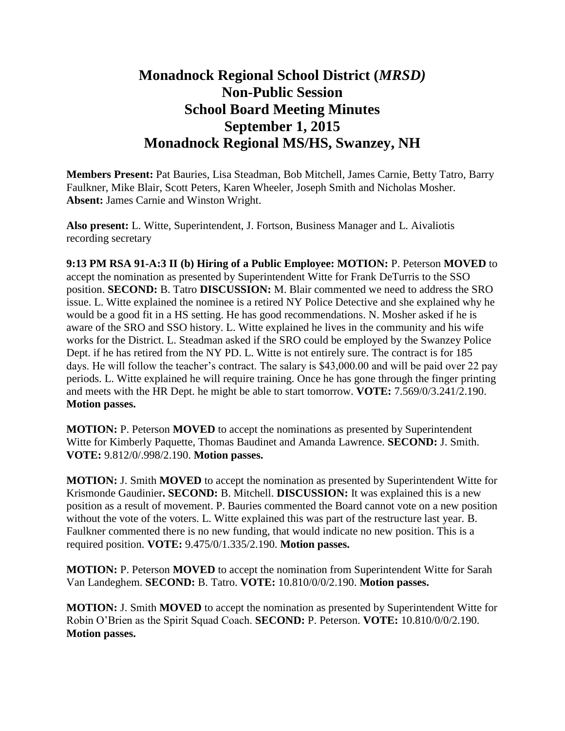# Monadnock Regional School District (*MRSD)*
# Non-Public Session
# School Board Meeting Minutes
# September 1, 2015
# Monadnock Regional MS/HS, Swanzey, NH

**Members Present:** Pat Bauries, Lisa Steadman, Bob Mitchell, James Carnie, Betty Tatro, Barry Faulkner, Mike Blair, Scott Peters, Karen Wheeler, Joseph Smith and Nicholas Mosher. **Absent:** James Carnie and Winston Wright.

**Also present:** L. Witte, Superintendent, J. Fortson, Business Manager and L. Aivaliotis recording secretary

**9:13 PM RSA 91-A:3 II (b) Hiring of a Public Employee: MOTION:** P. Peterson **MOVED** to accept the nomination as presented by Superintendent Witte for Frank DeTurris to the SSO position. **SECOND:** B. Tatro **DISCUSSION:** M. Blair commented we need to address the SRO issue. L. Witte explained the nominee is a retired NY Police Detective and she explained why he would be a good fit in a HS setting. He has good recommendations. N. Mosher asked if he is aware of the SRO and SSO history. L. Witte explained he lives in the community and his wife works for the District. L. Steadman asked if the SRO could be employed by the Swanzey Police Dept. if he has retired from the NY PD. L. Witte is not entirely sure. The contract is for 185 days. He will follow the teacher's contract. The salary is $43,000.00 and will be paid over 22 pay periods. L. Witte explained he will require training. Once he has gone through the finger printing and meets with the HR Dept. he might be able to start tomorrow. **VOTE:** 7.569/0/3.241/2.190. **Motion passes.**

**MOTION:** P. Peterson **MOVED** to accept the nominations as presented by Superintendent Witte for Kimberly Paquette, Thomas Baudinet and Amanda Lawrence. **SECOND:** J. Smith. **VOTE:** 9.812/0/.998/2.190. **Motion passes.**

**MOTION:** J. Smith **MOVED** to accept the nomination as presented by Superintendent Witte for Krismonde Gaudinier**. SECOND:** B. Mitchell. **DISCUSSION:** It was explained this is a new position as a result of movement. P. Bauries commented the Board cannot vote on a new position without the vote of the voters. L. Witte explained this was part of the restructure last year. B. Faulkner commented there is no new funding, that would indicate no new position. This is a required position. **VOTE:** 9.475/0/1.335/2.190. **Motion passes.**

**MOTION:** P. Peterson **MOVED** to accept the nomination from Superintendent Witte for Sarah Van Landeghem. **SECOND:** B. Tatro. **VOTE:** 10.810/0/0/2.190. **Motion passes.**

**MOTION:** J. Smith **MOVED** to accept the nomination as presented by Superintendent Witte for Robin O'Brien as the Spirit Squad Coach. **SECOND:** P. Peterson. **VOTE:** 10.810/0/0/2.190. **Motion passes.**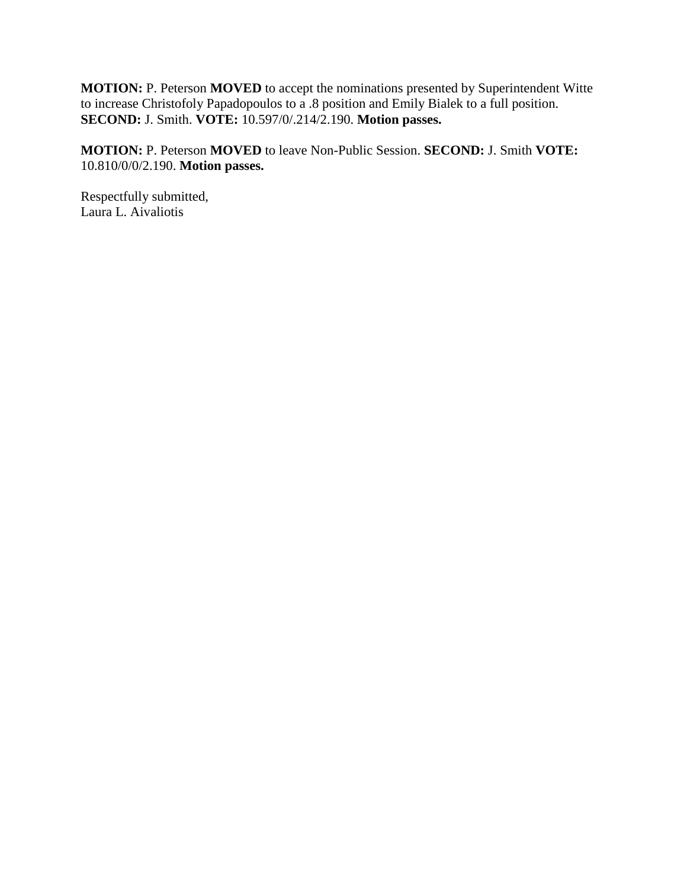**MOTION:** P. Peterson **MOVED** to accept the nominations presented by Superintendent Witte to increase Christofoly Papadopoulos to a .8 position and Emily Bialek to a full position. **SECOND:** J. Smith. **VOTE:** 10.597/0/.214/2.190. **Motion passes.**

**MOTION:** P. Peterson **MOVED** to leave Non-Public Session. **SECOND:** J. Smith **VOTE:** 10.810/0/0/2.190. **Motion passes.**

Respectfully submitted,
Laura L. Aivaliotis